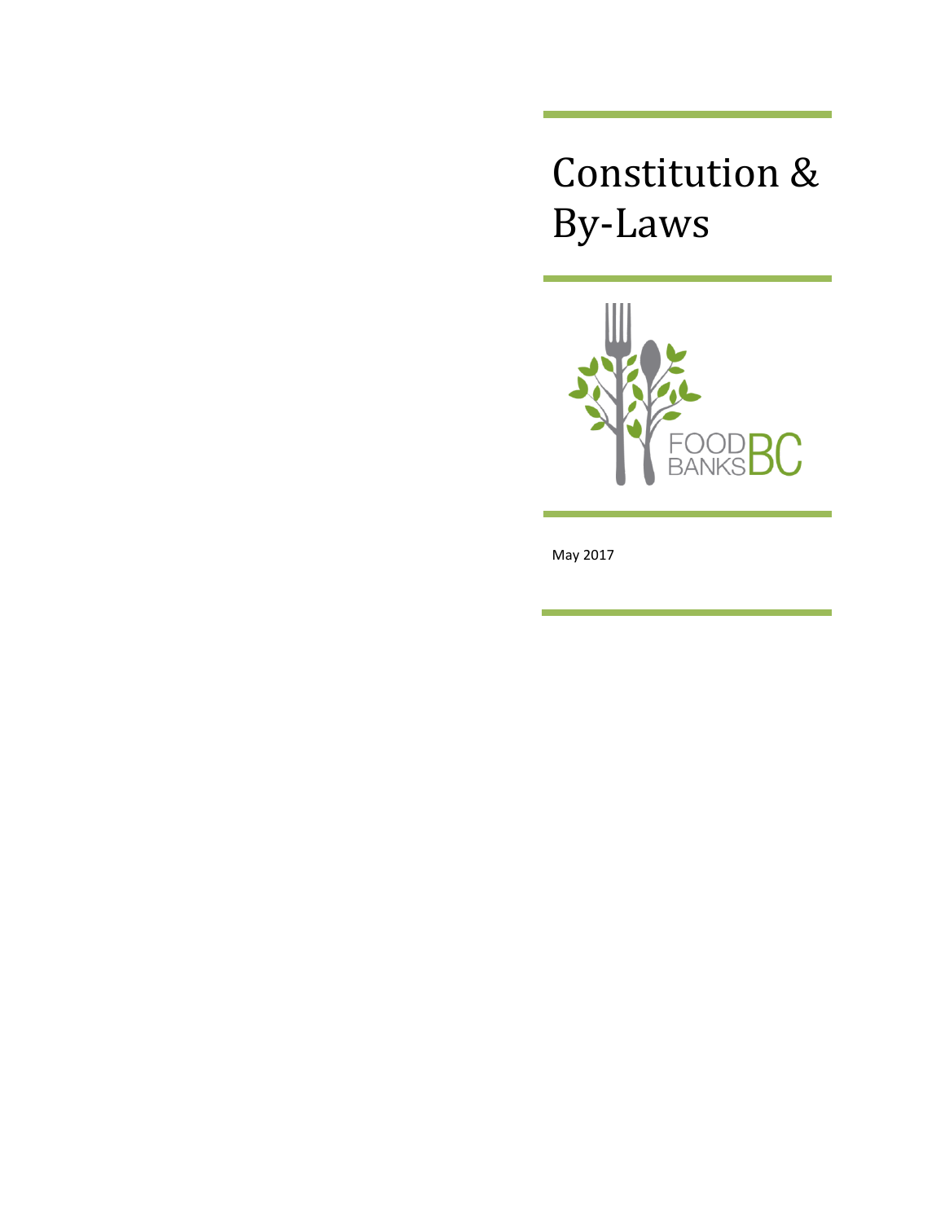# Constitution & By-Laws

FOOD BANKS BC

May 2017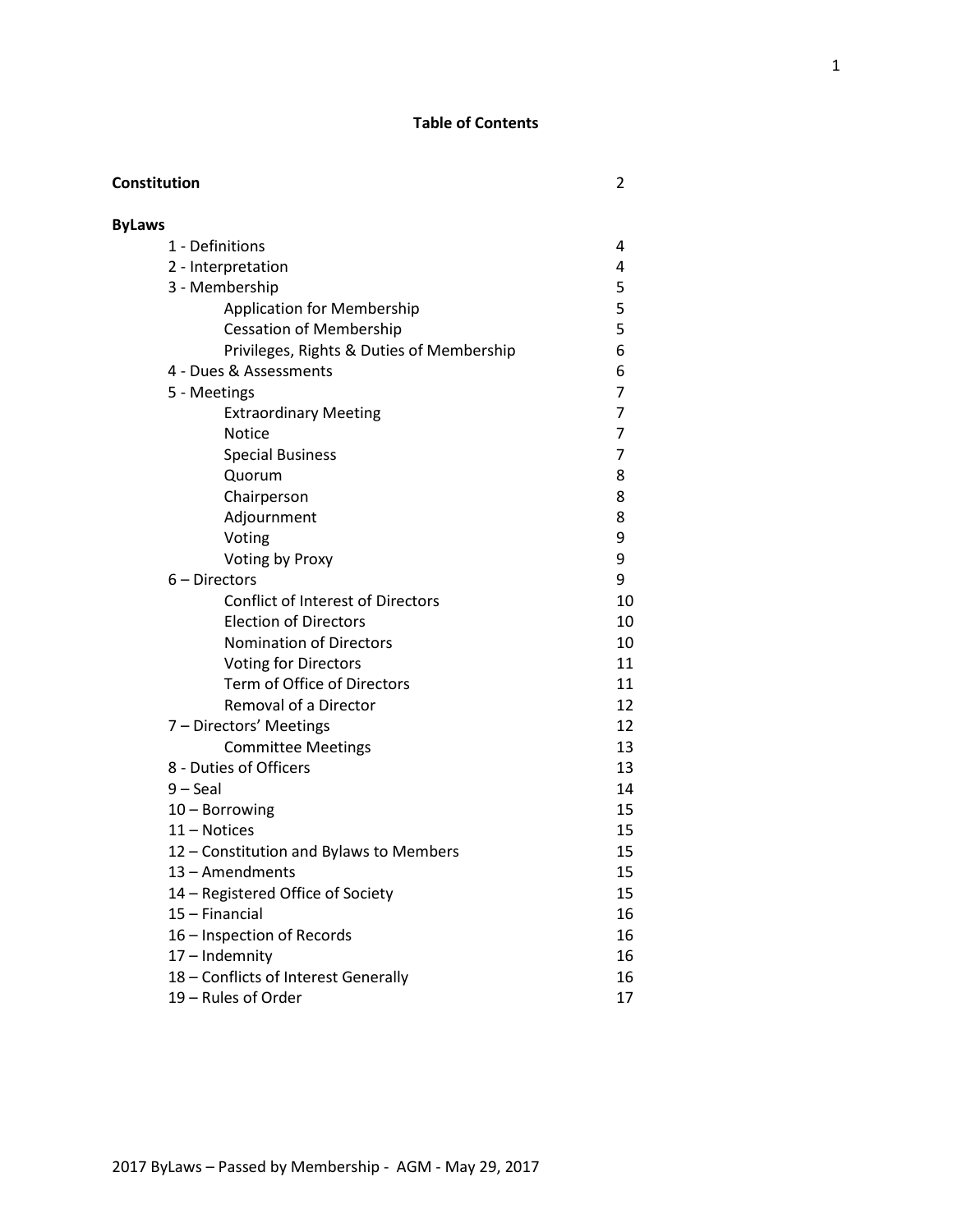## Table of Contents

| | |
|---|---|
| **Constitution** | 2 |
| **ByLaws** | |
| 1 - Definitions | 4 |
| 2 - Interpretation | 4 |
| 3 - Membership | 5 |
| Application for Membership | 5 |
| Cessation of Membership | 5 |
| Privileges, Rights & Duties of Membership | 6 |
| 4 - Dues & Assessments | 6 |
| 5 - Meetings | 7 |
| Extraordinary Meeting | 7 |
| Notice | 7 |
| Special Business | 7 |
| Quorum | 8 |
| Chairperson | 8 |
| Adjournment | 8 |
| Voting | 9 |
| Voting by Proxy | 9 |
| 6 – Directors | 9 |
| Conflict of Interest of Directors | 10 |
| Election of Directors | 10 |
| Nomination of Directors | 10 |
| Voting for Directors | 11 |
| Term of Office of Directors | 11 |
| Removal of a Director | 12 |
| 7 – Directors' Meetings | 12 |
| Committee Meetings | 13 |
| 8 - Duties of Officers | 13 |
| 9 – Seal | 14 |
| 10 – Borrowing | 15 |
| 11 – Notices | 15 |
| 12 – Constitution and Bylaws to Members | 15 |
| 13 – Amendments | 15 |
| 14 – Registered Office of Society | 15 |
| 15 – Financial | 16 |
| 16 – Inspection of Records | 16 |
| 17 – Indemnity | 16 |
| 18 – Conflicts of Interest Generally | 16 |
| 19 – Rules of Order | 17 |

2017 ByLaws – Passed by Membership - AGM - May 29, 2017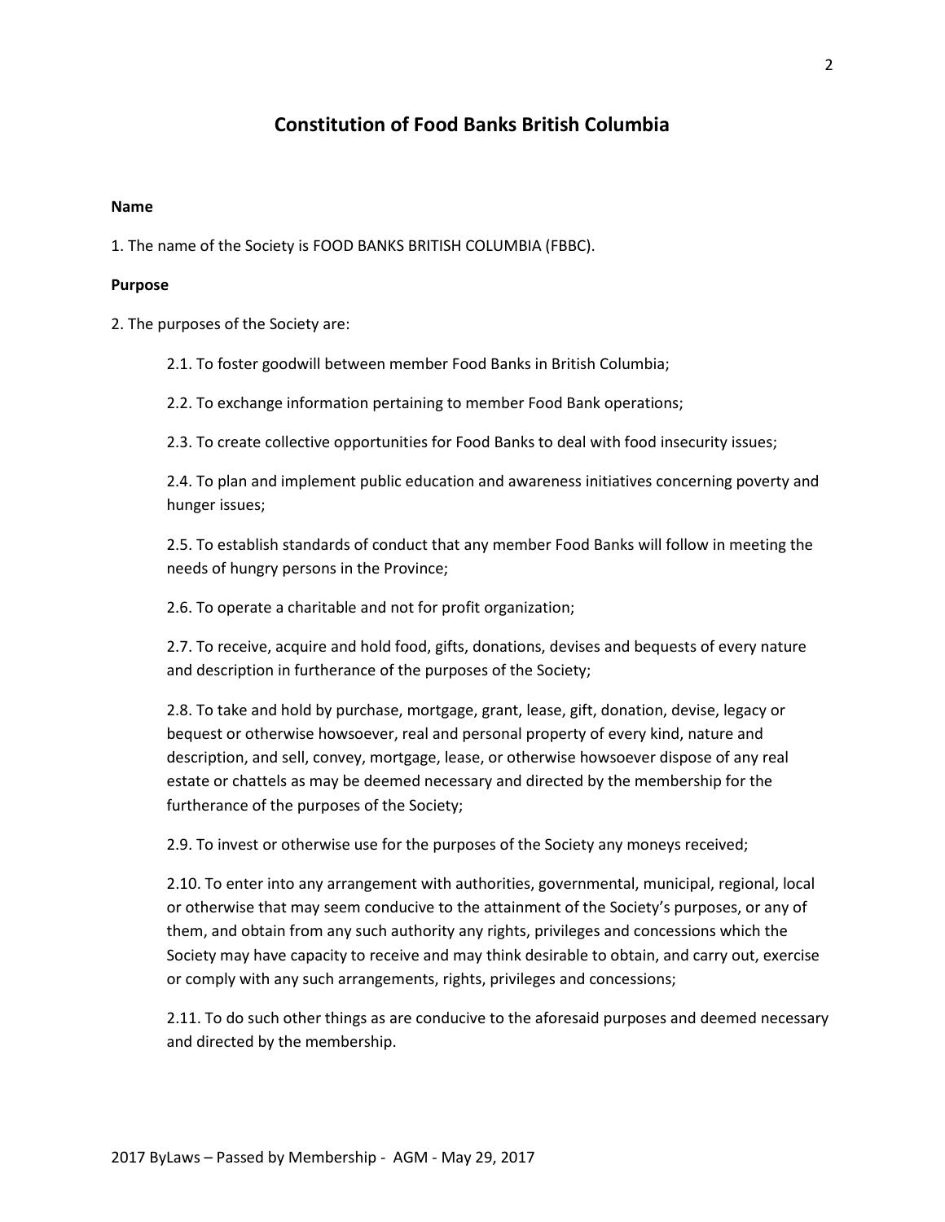# Constitution of Food Banks British Columbia

**Name**

1. The name of the Society is FOOD BANKS BRITISH COLUMBIA (FBBC).

**Purpose**

2. The purposes of the Society are:

2.1. To foster goodwill between member Food Banks in British Columbia;

2.2. To exchange information pertaining to member Food Bank operations;

2.3. To create collective opportunities for Food Banks to deal with food insecurity issues;

2.4. To plan and implement public education and awareness initiatives concerning poverty and hunger issues;

2.5. To establish standards of conduct that any member Food Banks will follow in meeting the needs of hungry persons in the Province;

2.6. To operate a charitable and not for profit organization;

2.7. To receive, acquire and hold food, gifts, donations, devises and bequests of every nature and description in furtherance of the purposes of the Society;

2.8. To take and hold by purchase, mortgage, grant, lease, gift, donation, devise, legacy or bequest or otherwise howsoever, real and personal property of every kind, nature and description, and sell, convey, mortgage, lease, or otherwise howsoever dispose of any real estate or chattels as may be deemed necessary and directed by the membership for the furtherance of the purposes of the Society;

2.9. To invest or otherwise use for the purposes of the Society any moneys received;

2.10. To enter into any arrangement with authorities, governmental, municipal, regional, local or otherwise that may seem conducive to the attainment of the Society's purposes, or any of them, and obtain from any such authority any rights, privileges and concessions which the Society may have capacity to receive and may think desirable to obtain, and carry out, exercise or comply with any such arrangements, rights, privileges and concessions;

2.11. To do such other things as are conducive to the aforesaid purposes and deemed necessary and directed by the membership.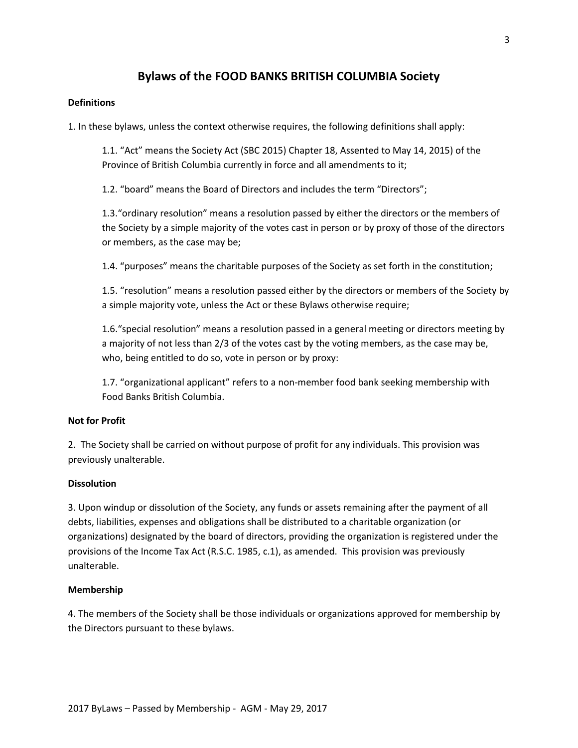# Bylaws of the FOOD BANKS BRITISH COLUMBIA Society

**Definitions**

1. In these bylaws, unless the context otherwise requires, the following definitions shall apply:

1.1. "Act" means the Society Act (SBC 2015) Chapter 18, Assented to May 14, 2015) of the Province of British Columbia currently in force and all amendments to it;

1.2. "board" means the Board of Directors and includes the term "Directors";

1.3."ordinary resolution" means a resolution passed by either the directors or the members of the Society by a simple majority of the votes cast in person or by proxy of those of the directors or members, as the case may be;

1.4. "purposes" means the charitable purposes of the Society as set forth in the constitution;

1.5. "resolution" means a resolution passed either by the directors or members of the Society by a simple majority vote, unless the Act or these Bylaws otherwise require;

1.6."special resolution" means a resolution passed in a general meeting or directors meeting by a majority of not less than 2/3 of the votes cast by the voting members, as the case may be, who, being entitled to do so, vote in person or by proxy:

1.7. "organizational applicant" refers to a non-member food bank seeking membership with Food Banks British Columbia.

**Not for Profit**

2. The Society shall be carried on without purpose of profit for any individuals. This provision was previously unalterable.

**Dissolution**

3. Upon windup or dissolution of the Society, any funds or assets remaining after the payment of all debts, liabilities, expenses and obligations shall be distributed to a charitable organization (or organizations) designated by the board of directors, providing the organization is registered under the provisions of the Income Tax Act (R.S.C. 1985, c.1), as amended. This provision was previously unalterable.

**Membership**

4. The members of the Society shall be those individuals or organizations approved for membership by the Directors pursuant to these bylaws.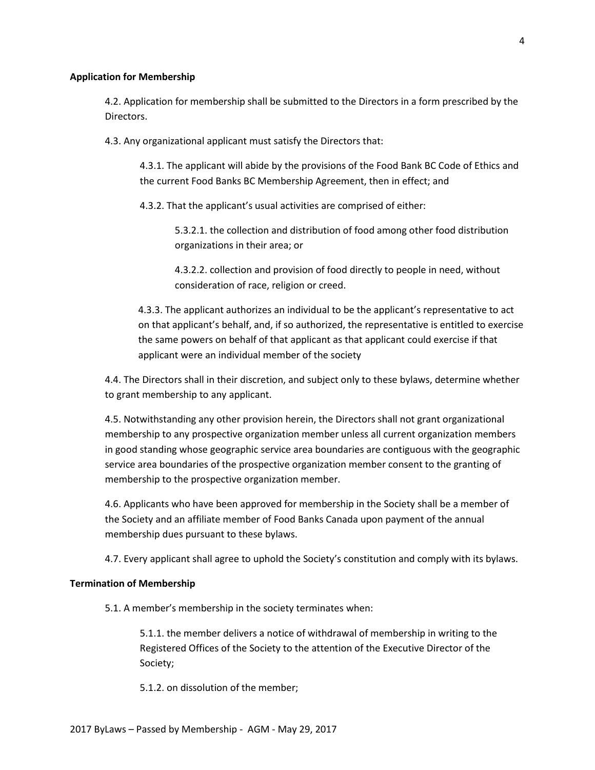**Application for Membership**

4.2. Application for membership shall be submitted to the Directors in a form prescribed by the Directors.

4.3. Any organizational applicant must satisfy the Directors that:

4.3.1. The applicant will abide by the provisions of the Food Bank BC Code of Ethics and the current Food Banks BC Membership Agreement, then in effect; and

4.3.2. That the applicant's usual activities are comprised of either:

5.3.2.1. the collection and distribution of food among other food distribution organizations in their area; or

4.3.2.2. collection and provision of food directly to people in need, without consideration of race, religion or creed.

4.3.3. The applicant authorizes an individual to be the applicant's representative to act on that applicant's behalf, and, if so authorized, the representative is entitled to exercise the same powers on behalf of that applicant as that applicant could exercise if that applicant were an individual member of the society

4.4. The Directors shall in their discretion, and subject only to these bylaws, determine whether to grant membership to any applicant.

4.5. Notwithstanding any other provision herein, the Directors shall not grant organizational membership to any prospective organization member unless all current organization members in good standing whose geographic service area boundaries are contiguous with the geographic service area boundaries of the prospective organization member consent to the granting of membership to the prospective organization member.

4.6. Applicants who have been approved for membership in the Society shall be a member of the Society and an affiliate member of Food Banks Canada upon payment of the annual membership dues pursuant to these bylaws.

4.7. Every applicant shall agree to uphold the Society's constitution and comply with its bylaws.

**Termination of Membership**

5.1. A member's membership in the society terminates when:

5.1.1. the member delivers a notice of withdrawal of membership in writing to the Registered Offices of the Society to the attention of the Executive Director of the Society;

5.1.2. on dissolution of the member;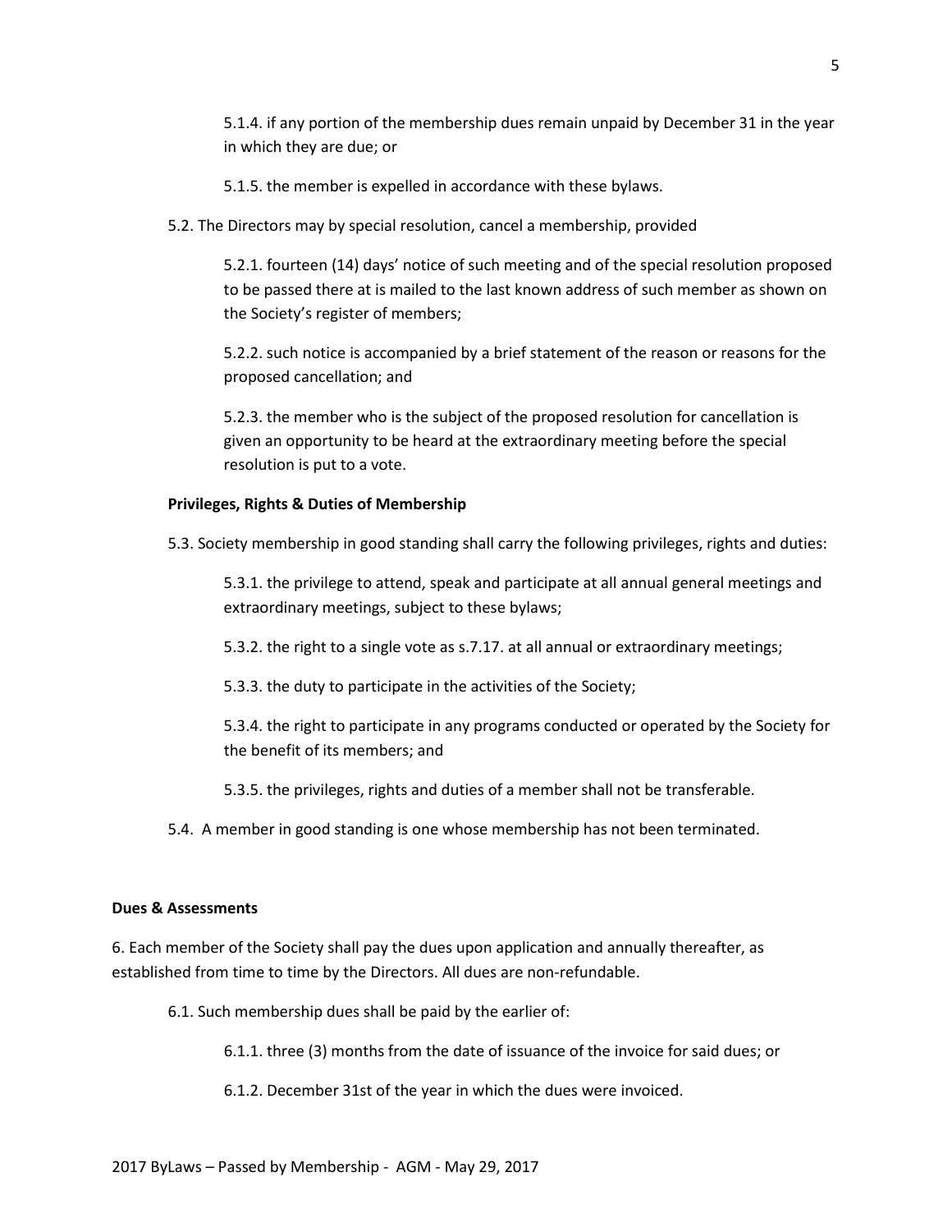5.1.4. if any portion of the membership dues remain unpaid by December 31 in the year in which they are due; or

5.1.5. the member is expelled in accordance with these bylaws.

5.2. The Directors may by special resolution, cancel a membership, provided

5.2.1. fourteen (14) days' notice of such meeting and of the special resolution proposed to be passed there at is mailed to the last known address of such member as shown on the Society's register of members;

5.2.2. such notice is accompanied by a brief statement of the reason or reasons for the proposed cancellation; and

5.2.3. the member who is the subject of the proposed resolution for cancellation is given an opportunity to be heard at the extraordinary meeting before the special resolution is put to a vote.

**Privileges, Rights & Duties of Membership**

5.3. Society membership in good standing shall carry the following privileges, rights and duties:

5.3.1. the privilege to attend, speak and participate at all annual general meetings and extraordinary meetings, subject to these bylaws;

5.3.2. the right to a single vote as s.7.17. at all annual or extraordinary meetings;

5.3.3. the duty to participate in the activities of the Society;

5.3.4. the right to participate in any programs conducted or operated by the Society for the benefit of its members; and

5.3.5. the privileges, rights and duties of a member shall not be transferable.

5.4. A member in good standing is one whose membership has not been terminated.

**Dues & Assessments**

6. Each member of the Society shall pay the dues upon application and annually thereafter, as established from time to time by the Directors. All dues are non-refundable.

6.1. Such membership dues shall be paid by the earlier of:

6.1.1. three (3) months from the date of issuance of the invoice for said dues; or

6.1.2. December 31st of the year in which the dues were invoiced.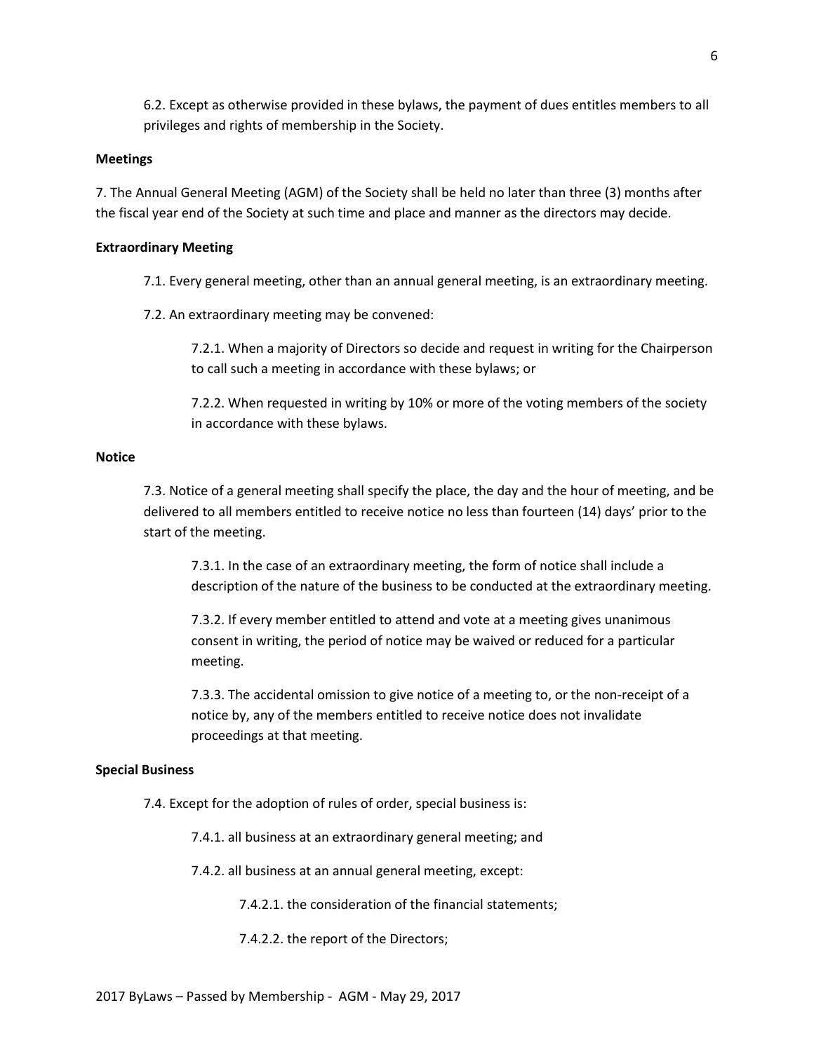6.2. Except as otherwise provided in these bylaws, the payment of dues entitles members to all privileges and rights of membership in the Society.

**Meetings**

7. The Annual General Meeting (AGM) of the Society shall be held no later than three (3) months after the fiscal year end of the Society at such time and place and manner as the directors may decide.

**Extraordinary Meeting**

7.1. Every general meeting, other than an annual general meeting, is an extraordinary meeting.

7.2. An extraordinary meeting may be convened:

7.2.1. When a majority of Directors so decide and request in writing for the Chairperson to call such a meeting in accordance with these bylaws; or

7.2.2. When requested in writing by 10% or more of the voting members of the society in accordance with these bylaws.

**Notice**

7.3. Notice of a general meeting shall specify the place, the day and the hour of meeting, and be delivered to all members entitled to receive notice no less than fourteen (14) days' prior to the start of the meeting.

7.3.1. In the case of an extraordinary meeting, the form of notice shall include a description of the nature of the business to be conducted at the extraordinary meeting.

7.3.2. If every member entitled to attend and vote at a meeting gives unanimous consent in writing, the period of notice may be waived or reduced for a particular meeting.

7.3.3. The accidental omission to give notice of a meeting to, or the non-receipt of a notice by, any of the members entitled to receive notice does not invalidate proceedings at that meeting.

**Special Business**

7.4. Except for the adoption of rules of order, special business is:

7.4.1. all business at an extraordinary general meeting; and

7.4.2. all business at an annual general meeting, except:

7.4.2.1. the consideration of the financial statements;

7.4.2.2. the report of the Directors;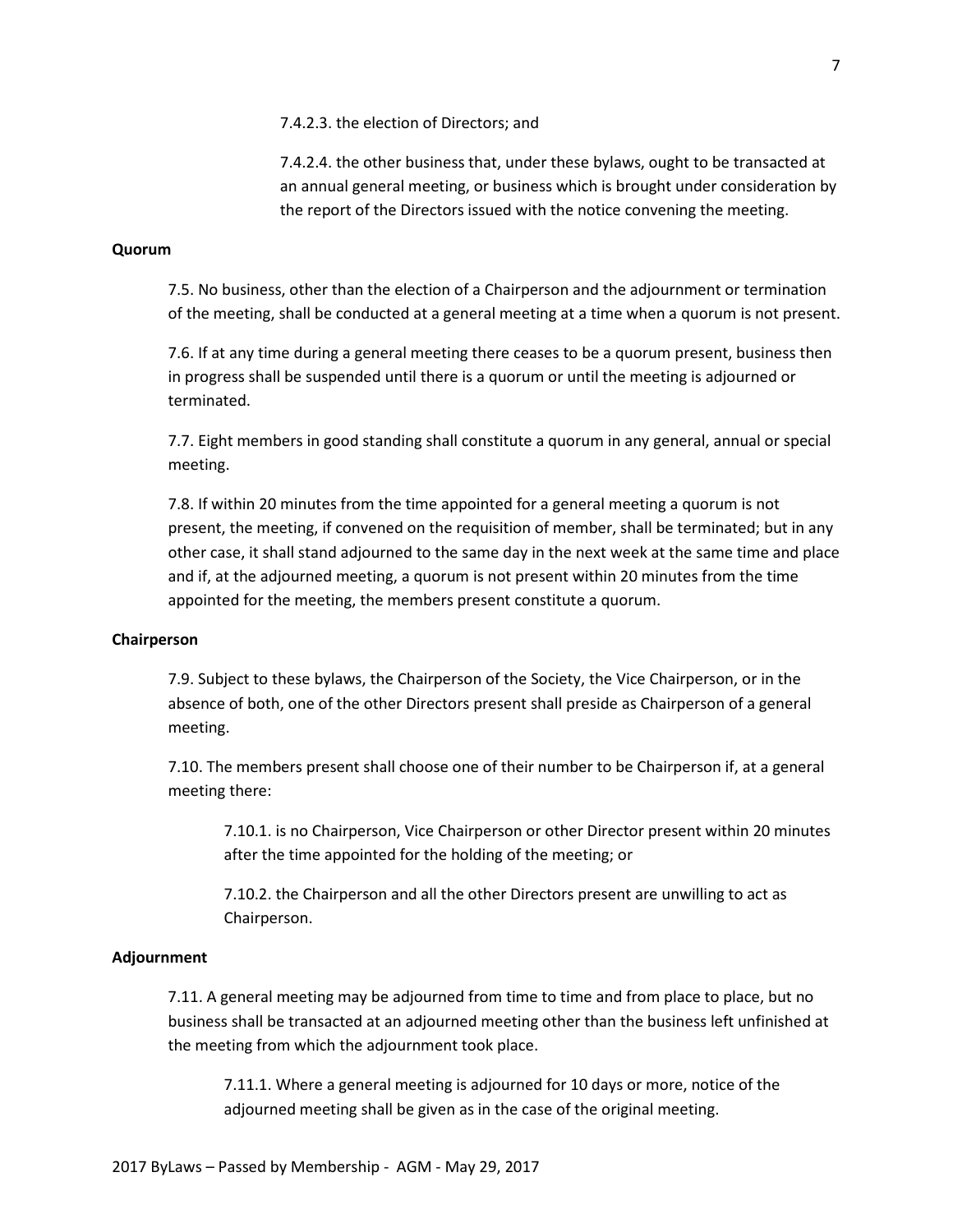7.4.2.3. the election of Directors; and

7.4.2.4. the other business that, under these bylaws, ought to be transacted at an annual general meeting, or business which is brought under consideration by the report of the Directors issued with the notice convening the meeting.

**Quorum**

7.5. No business, other than the election of a Chairperson and the adjournment or termination of the meeting, shall be conducted at a general meeting at a time when a quorum is not present.

7.6. If at any time during a general meeting there ceases to be a quorum present, business then in progress shall be suspended until there is a quorum or until the meeting is adjourned or terminated.

7.7. Eight members in good standing shall constitute a quorum in any general, annual or special meeting.

7.8. If within 20 minutes from the time appointed for a general meeting a quorum is not present, the meeting, if convened on the requisition of member, shall be terminated; but in any other case, it shall stand adjourned to the same day in the next week at the same time and place and if, at the adjourned meeting, a quorum is not present within 20 minutes from the time appointed for the meeting, the members present constitute a quorum.

**Chairperson**

7.9. Subject to these bylaws, the Chairperson of the Society, the Vice Chairperson, or in the absence of both, one of the other Directors present shall preside as Chairperson of a general meeting.

7.10. The members present shall choose one of their number to be Chairperson if, at a general meeting there:

7.10.1. is no Chairperson, Vice Chairperson or other Director present within 20 minutes after the time appointed for the holding of the meeting; or

7.10.2. the Chairperson and all the other Directors present are unwilling to act as Chairperson.

**Adjournment**

7.11. A general meeting may be adjourned from time to time and from place to place, but no business shall be transacted at an adjourned meeting other than the business left unfinished at the meeting from which the adjournment took place.

7.11.1. Where a general meeting is adjourned for 10 days or more, notice of the adjourned meeting shall be given as in the case of the original meeting.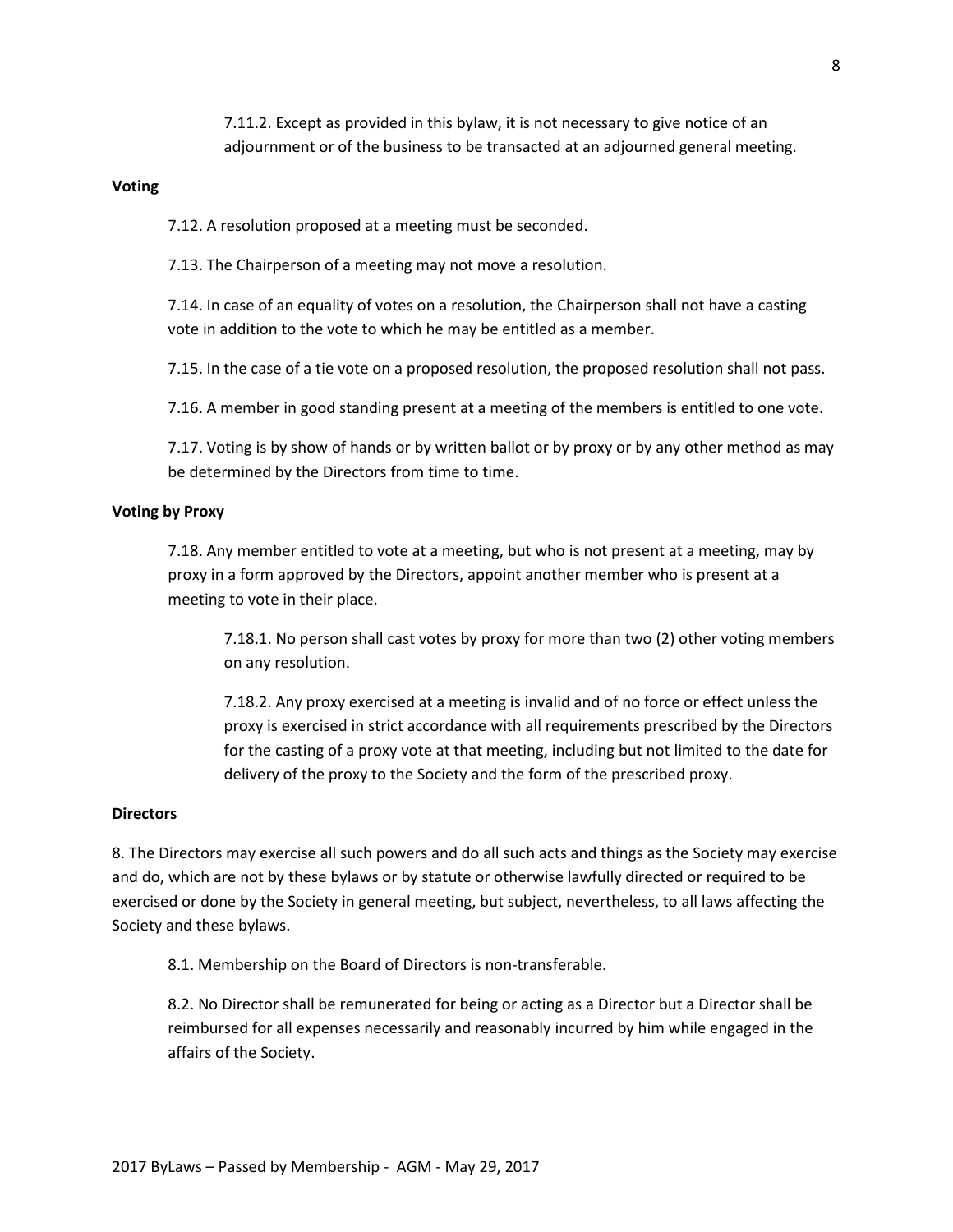7.11.2. Except as provided in this bylaw, it is not necessary to give notice of an adjournment or of the business to be transacted at an adjourned general meeting.

**Voting**

7.12. A resolution proposed at a meeting must be seconded.

7.13. The Chairperson of a meeting may not move a resolution.

7.14. In case of an equality of votes on a resolution, the Chairperson shall not have a casting vote in addition to the vote to which he may be entitled as a member.

7.15. In the case of a tie vote on a proposed resolution, the proposed resolution shall not pass.

7.16. A member in good standing present at a meeting of the members is entitled to one vote.

7.17. Voting is by show of hands or by written ballot or by proxy or by any other method as may be determined by the Directors from time to time.

**Voting by Proxy**

7.18. Any member entitled to vote at a meeting, but who is not present at a meeting, may by proxy in a form approved by the Directors, appoint another member who is present at a meeting to vote in their place.

7.18.1. No person shall cast votes by proxy for more than two (2) other voting members on any resolution.

7.18.2. Any proxy exercised at a meeting is invalid and of no force or effect unless the proxy is exercised in strict accordance with all requirements prescribed by the Directors for the casting of a proxy vote at that meeting, including but not limited to the date for delivery of the proxy to the Society and the form of the prescribed proxy.

**Directors**

8. The Directors may exercise all such powers and do all such acts and things as the Society may exercise and do, which are not by these bylaws or by statute or otherwise lawfully directed or required to be exercised or done by the Society in general meeting, but subject, nevertheless, to all laws affecting the Society and these bylaws.

8.1. Membership on the Board of Directors is non-transferable.

8.2. No Director shall be remunerated for being or acting as a Director but a Director shall be reimbursed for all expenses necessarily and reasonably incurred by him while engaged in the affairs of the Society.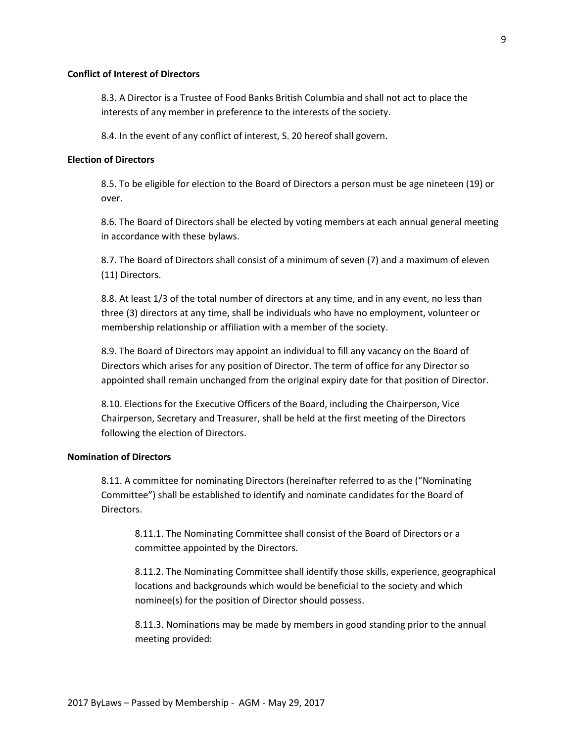**Conflict of Interest of Directors**

8.3. A Director is a Trustee of Food Banks British Columbia and shall not act to place the interests of any member in preference to the interests of the society.

8.4. In the event of any conflict of interest, S. 20 hereof shall govern.

**Election of Directors**

8.5. To be eligible for election to the Board of Directors a person must be age nineteen (19) or over.

8.6. The Board of Directors shall be elected by voting members at each annual general meeting in accordance with these bylaws.

8.7. The Board of Directors shall consist of a minimum of seven (7) and a maximum of eleven (11) Directors.

8.8. At least 1/3 of the total number of directors at any time, and in any event, no less than three (3) directors at any time, shall be individuals who have no employment, volunteer or membership relationship or affiliation with a member of the society.

8.9. The Board of Directors may appoint an individual to fill any vacancy on the Board of Directors which arises for any position of Director. The term of office for any Director so appointed shall remain unchanged from the original expiry date for that position of Director.

8.10. Elections for the Executive Officers of the Board, including the Chairperson, Vice Chairperson, Secretary and Treasurer, shall be held at the first meeting of the Directors following the election of Directors.

**Nomination of Directors**

8.11. A committee for nominating Directors (hereinafter referred to as the ("Nominating Committee") shall be established to identify and nominate candidates for the Board of Directors.

8.11.1. The Nominating Committee shall consist of the Board of Directors or a committee appointed by the Directors.

8.11.2. The Nominating Committee shall identify those skills, experience, geographical locations and backgrounds which would be beneficial to the society and which nominee(s) for the position of Director should possess.

8.11.3. Nominations may be made by members in good standing prior to the annual meeting provided: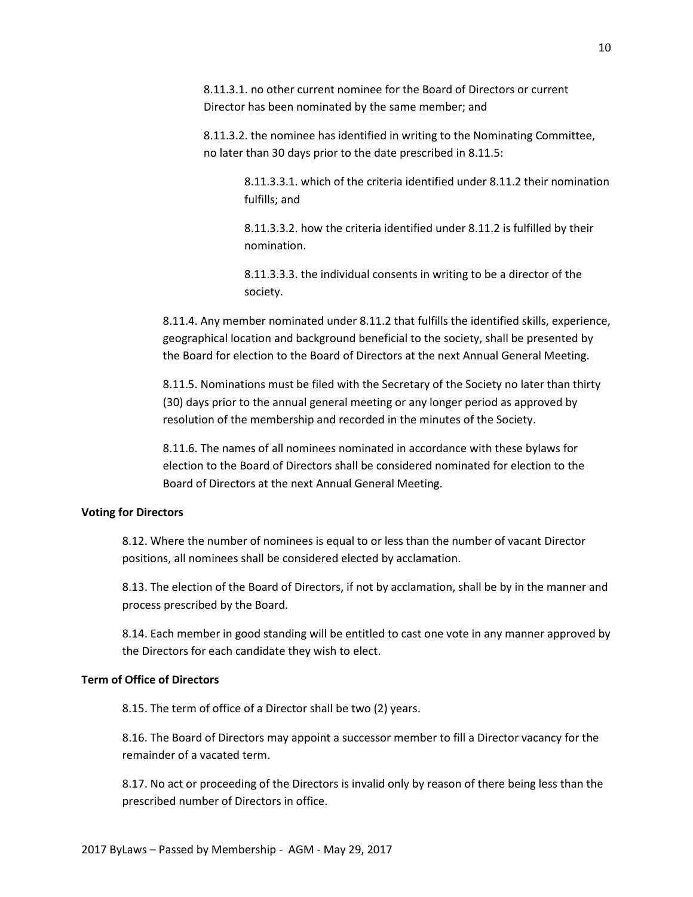8.11.3.1. no other current nominee for the Board of Directors or current Director has been nominated by the same member; and

8.11.3.2. the nominee has identified in writing to the Nominating Committee, no later than 30 days prior to the date prescribed in 8.11.5:

8.11.3.3.1. which of the criteria identified under 8.11.2 their nomination fulfills; and

8.11.3.3.2. how the criteria identified under 8.11.2 is fulfilled by their nomination.

8.11.3.3.3. the individual consents in writing to be a director of the society.

8.11.4. Any member nominated under 8.11.2 that fulfills the identified skills, experience, geographical location and background beneficial to the society, shall be presented by the Board for election to the Board of Directors at the next Annual General Meeting.

8.11.5. Nominations must be filed with the Secretary of the Society no later than thirty (30) days prior to the annual general meeting or any longer period as approved by resolution of the membership and recorded in the minutes of the Society.

8.11.6. The names of all nominees nominated in accordance with these bylaws for election to the Board of Directors shall be considered nominated for election to the Board of Directors at the next Annual General Meeting.

**Voting for Directors**

8.12. Where the number of nominees is equal to or less than the number of vacant Director positions, all nominees shall be considered elected by acclamation.

8.13. The election of the Board of Directors, if not by acclamation, shall be by in the manner and process prescribed by the Board.

8.14. Each member in good standing will be entitled to cast one vote in any manner approved by the Directors for each candidate they wish to elect.

**Term of Office of Directors**

8.15. The term of office of a Director shall be two (2) years.

8.16. The Board of Directors may appoint a successor member to fill a Director vacancy for the remainder of a vacated term.

8.17. No act or proceeding of the Directors is invalid only by reason of there being less than the prescribed number of Directors in office.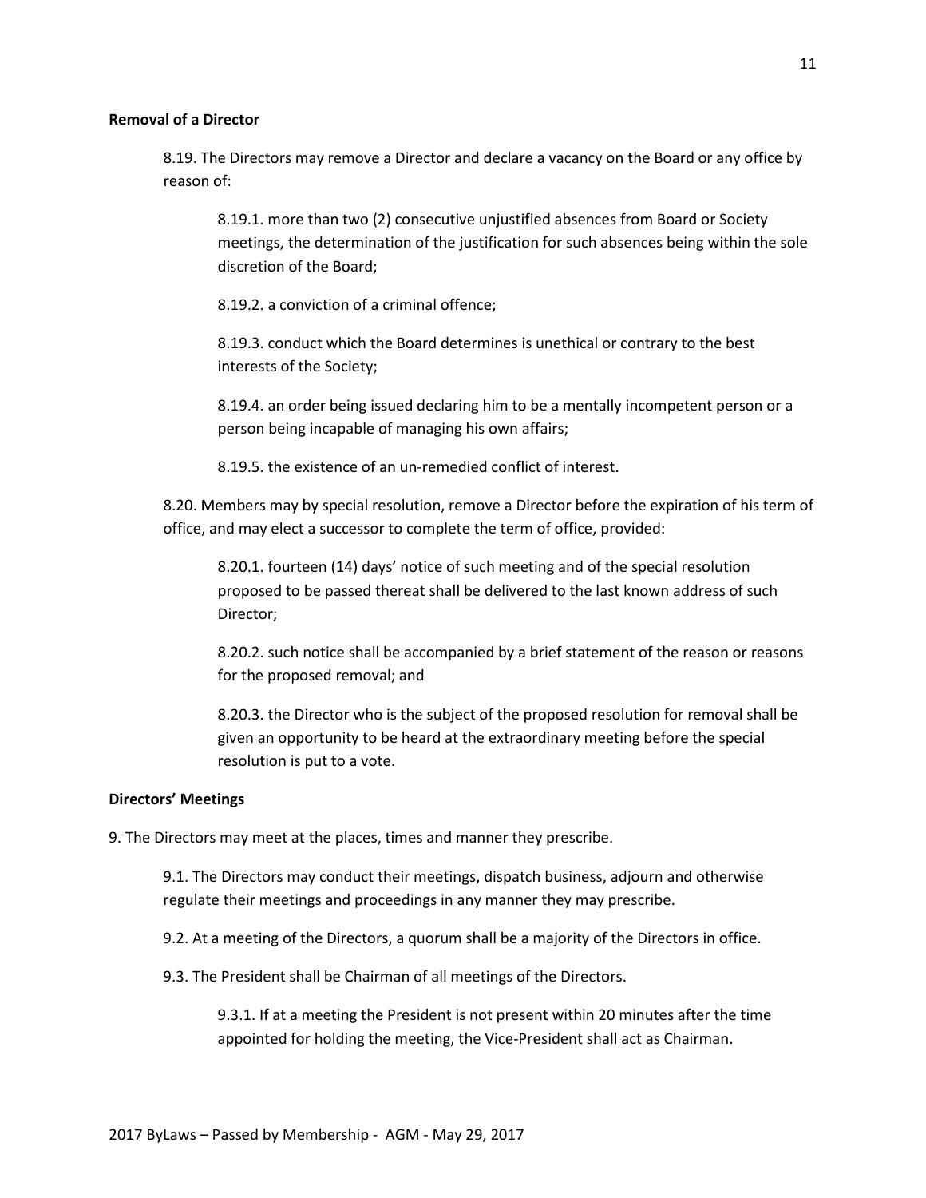**Removal of a Director**

8.19. The Directors may remove a Director and declare a vacancy on the Board or any office by reason of:

8.19.1. more than two (2) consecutive unjustified absences from Board or Society meetings, the determination of the justification for such absences being within the sole discretion of the Board;

8.19.2. a conviction of a criminal offence;

8.19.3. conduct which the Board determines is unethical or contrary to the best interests of the Society;

8.19.4. an order being issued declaring him to be a mentally incompetent person or a person being incapable of managing his own affairs;

8.19.5. the existence of an un-remedied conflict of interest.

8.20. Members may by special resolution, remove a Director before the expiration of his term of office, and may elect a successor to complete the term of office, provided:

8.20.1. fourteen (14) days' notice of such meeting and of the special resolution proposed to be passed thereat shall be delivered to the last known address of such Director;

8.20.2. such notice shall be accompanied by a brief statement of the reason or reasons for the proposed removal; and

8.20.3. the Director who is the subject of the proposed resolution for removal shall be given an opportunity to be heard at the extraordinary meeting before the special resolution is put to a vote.

**Directors' Meetings**

9. The Directors may meet at the places, times and manner they prescribe.

9.1. The Directors may conduct their meetings, dispatch business, adjourn and otherwise regulate their meetings and proceedings in any manner they may prescribe.

9.2. At a meeting of the Directors, a quorum shall be a majority of the Directors in office.

9.3. The President shall be Chairman of all meetings of the Directors.

9.3.1. If at a meeting the President is not present within 20 minutes after the time appointed for holding the meeting, the Vice-President shall act as Chairman.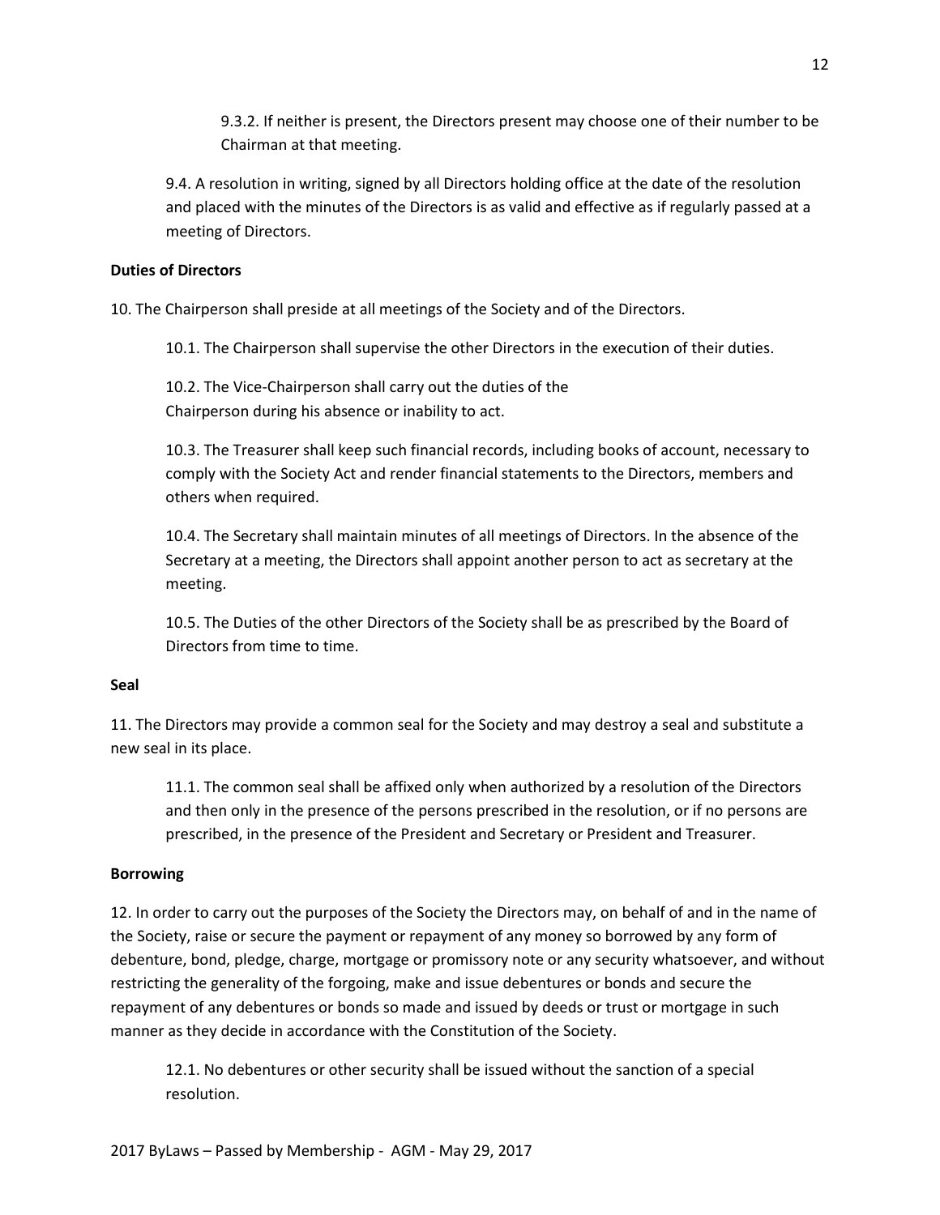9.3.2. If neither is present, the Directors present may choose one of their number to be Chairman at that meeting.

9.4. A resolution in writing, signed by all Directors holding office at the date of the resolution and placed with the minutes of the Directors is as valid and effective as if regularly passed at a meeting of Directors.

**Duties of Directors**

10. The Chairperson shall preside at all meetings of the Society and of the Directors.

10.1. The Chairperson shall supervise the other Directors in the execution of their duties.

10.2. The Vice-Chairperson shall carry out the duties of the Chairperson during his absence or inability to act.

10.3. The Treasurer shall keep such financial records, including books of account, necessary to comply with the Society Act and render financial statements to the Directors, members and others when required.

10.4. The Secretary shall maintain minutes of all meetings of Directors. In the absence of the Secretary at a meeting, the Directors shall appoint another person to act as secretary at the meeting.

10.5. The Duties of the other Directors of the Society shall be as prescribed by the Board of Directors from time to time.

**Seal**

11. The Directors may provide a common seal for the Society and may destroy a seal and substitute a new seal in its place.

11.1. The common seal shall be affixed only when authorized by a resolution of the Directors and then only in the presence of the persons prescribed in the resolution, or if no persons are prescribed, in the presence of the President and Secretary or President and Treasurer.

**Borrowing**

12. In order to carry out the purposes of the Society the Directors may, on behalf of and in the name of the Society, raise or secure the payment or repayment of any money so borrowed by any form of debenture, bond, pledge, charge, mortgage or promissory note or any security whatsoever, and without restricting the generality of the forgoing, make and issue debentures or bonds and secure the repayment of any debentures or bonds so made and issued by deeds or trust or mortgage in such manner as they decide in accordance with the Constitution of the Society.

12.1. No debentures or other security shall be issued without the sanction of a special resolution.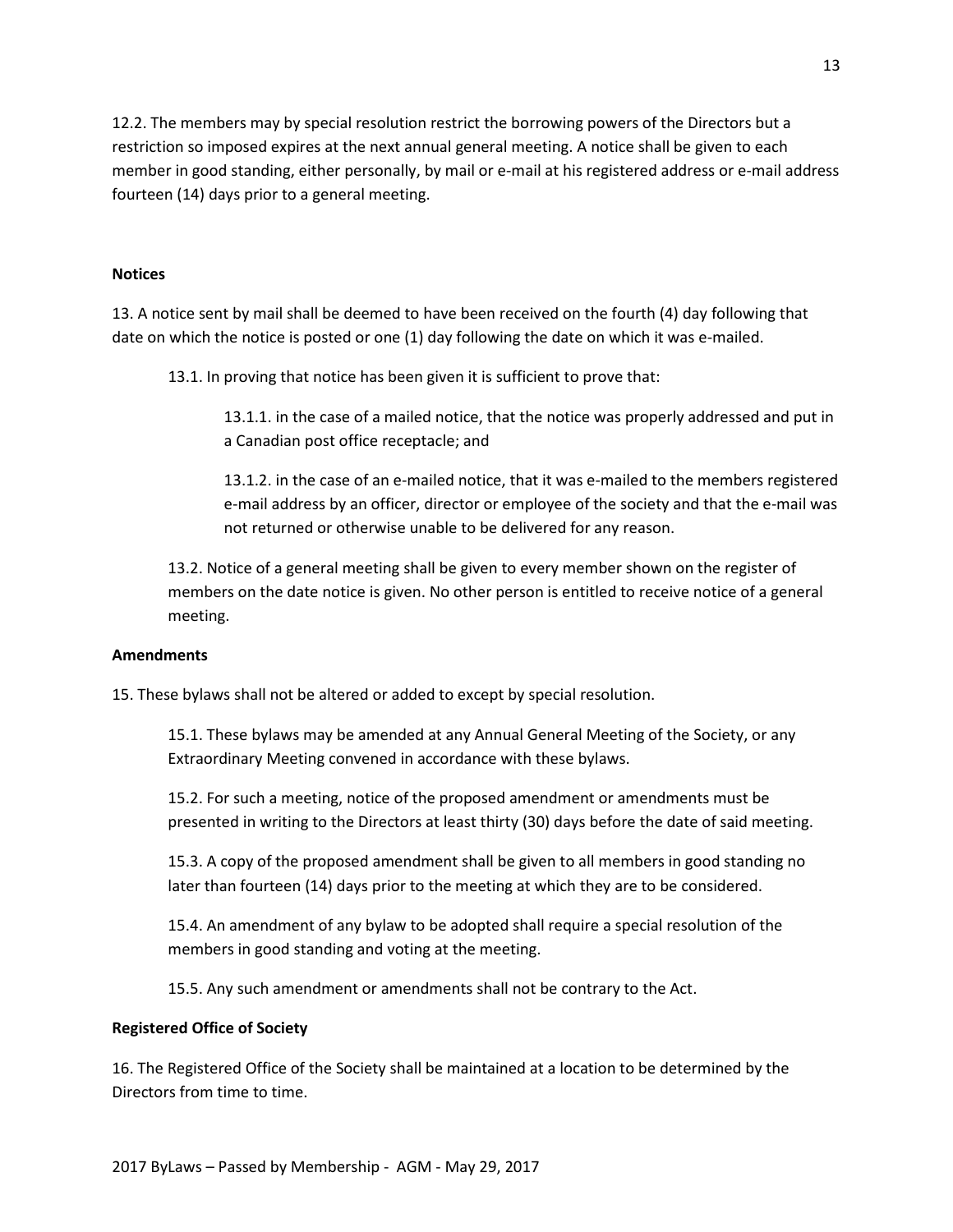12.2. The members may by special resolution restrict the borrowing powers of the Directors but a restriction so imposed expires at the next annual general meeting. A notice shall be given to each member in good standing, either personally, by mail or e-mail at his registered address or e-mail address fourteen (14) days prior to a general meeting.

**Notices**

13. A notice sent by mail shall be deemed to have been received on the fourth (4) day following that date on which the notice is posted or one (1) day following the date on which it was e-mailed.

13.1. In proving that notice has been given it is sufficient to prove that:

13.1.1. in the case of a mailed notice, that the notice was properly addressed and put in a Canadian post office receptacle; and

13.1.2. in the case of an e-mailed notice, that it was e-mailed to the members registered e-mail address by an officer, director or employee of the society and that the e-mail was not returned or otherwise unable to be delivered for any reason.

13.2. Notice of a general meeting shall be given to every member shown on the register of members on the date notice is given. No other person is entitled to receive notice of a general meeting.

**Amendments**

15. These bylaws shall not be altered or added to except by special resolution.

15.1. These bylaws may be amended at any Annual General Meeting of the Society, or any Extraordinary Meeting convened in accordance with these bylaws.

15.2. For such a meeting, notice of the proposed amendment or amendments must be presented in writing to the Directors at least thirty (30) days before the date of said meeting.

15.3. A copy of the proposed amendment shall be given to all members in good standing no later than fourteen (14) days prior to the meeting at which they are to be considered.

15.4. An amendment of any bylaw to be adopted shall require a special resolution of the members in good standing and voting at the meeting.

15.5. Any such amendment or amendments shall not be contrary to the Act.

**Registered Office of Society**

16. The Registered Office of the Society shall be maintained at a location to be determined by the Directors from time to time.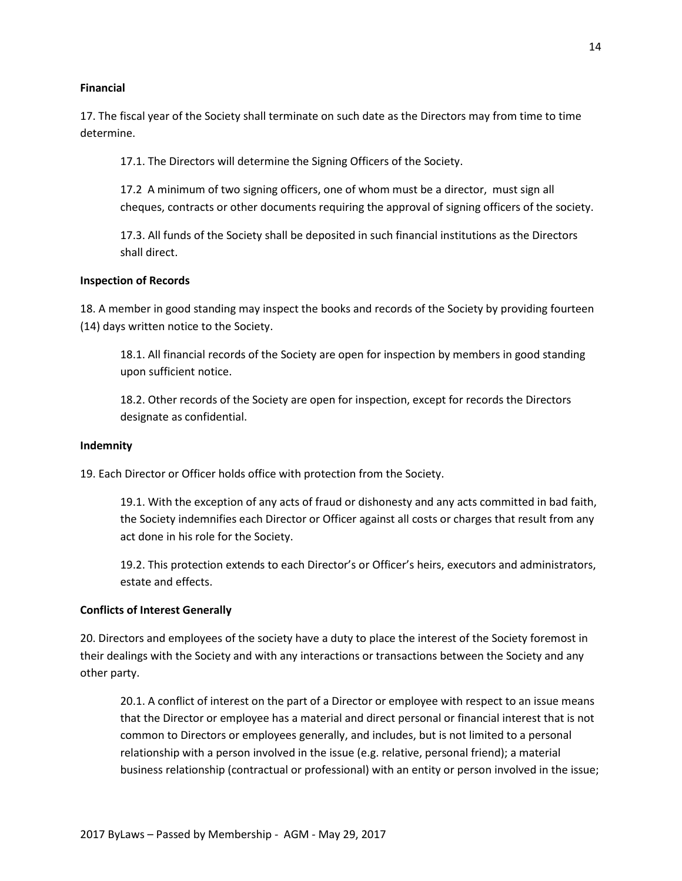**Financial**

17. The fiscal year of the Society shall terminate on such date as the Directors may from time to time determine.

17.1. The Directors will determine the Signing Officers of the Society.

17.2 A minimum of two signing officers, one of whom must be a director, must sign all cheques, contracts or other documents requiring the approval of signing officers of the society.

17.3. All funds of the Society shall be deposited in such financial institutions as the Directors shall direct.

**Inspection of Records**

18. A member in good standing may inspect the books and records of the Society by providing fourteen (14) days written notice to the Society.

18.1. All financial records of the Society are open for inspection by members in good standing upon sufficient notice.

18.2. Other records of the Society are open for inspection, except for records the Directors designate as confidential.

**Indemnity**

19. Each Director or Officer holds office with protection from the Society.

19.1. With the exception of any acts of fraud or dishonesty and any acts committed in bad faith, the Society indemnifies each Director or Officer against all costs or charges that result from any act done in his role for the Society.

19.2. This protection extends to each Director's or Officer's heirs, executors and administrators, estate and effects.

**Conflicts of Interest Generally**

20. Directors and employees of the society have a duty to place the interest of the Society foremost in their dealings with the Society and with any interactions or transactions between the Society and any other party.

20.1. A conflict of interest on the part of a Director or employee with respect to an issue means that the Director or employee has a material and direct personal or financial interest that is not common to Directors or employees generally, and includes, but is not limited to a personal relationship with a person involved in the issue (e.g. relative, personal friend); a material business relationship (contractual or professional) with an entity or person involved in the issue;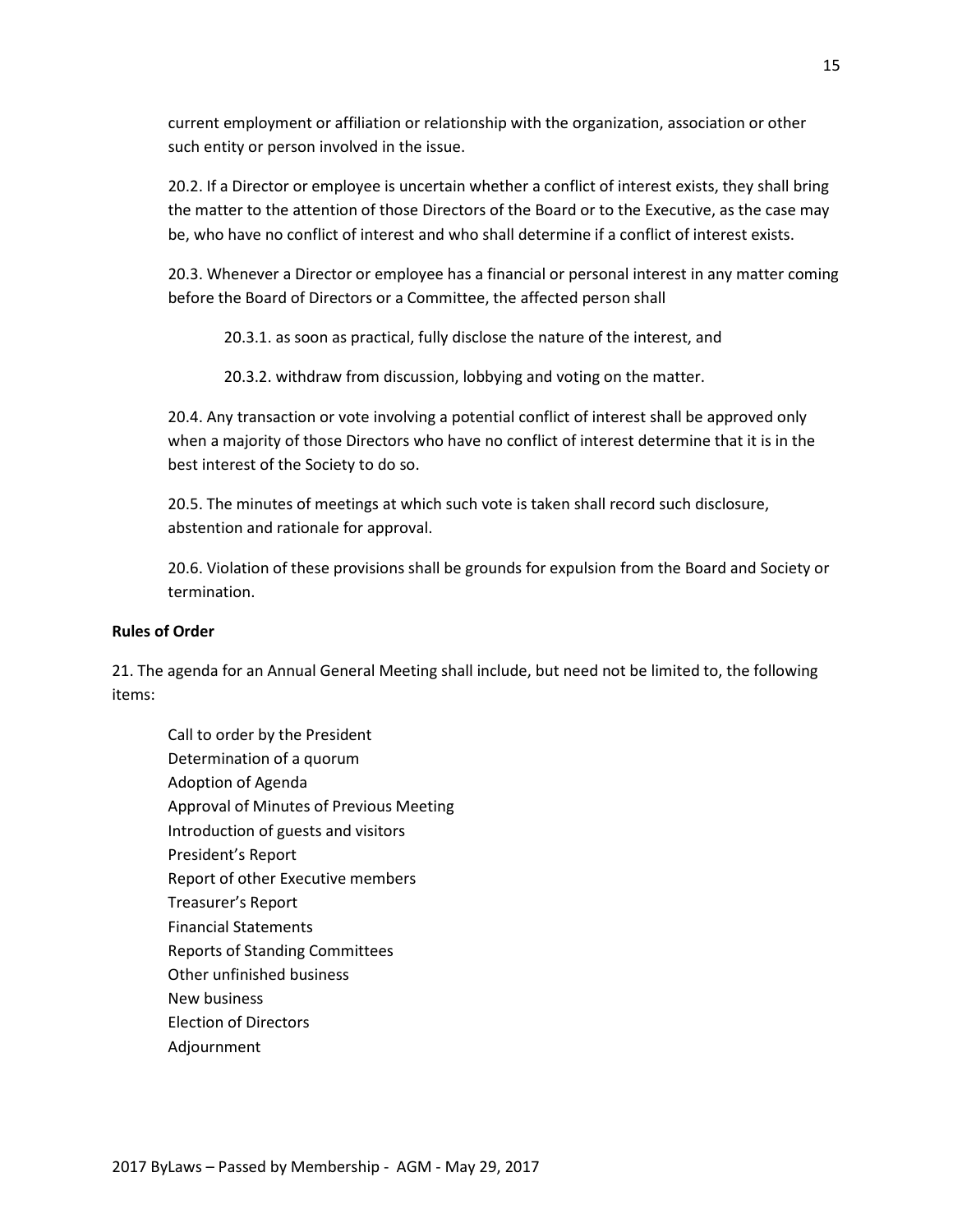current employment or affiliation or relationship with the organization, association or other such entity or person involved in the issue.

20.2. If a Director or employee is uncertain whether a conflict of interest exists, they shall bring the matter to the attention of those Directors of the Board or to the Executive, as the case may be, who have no conflict of interest and who shall determine if a conflict of interest exists.

20.3. Whenever a Director or employee has a financial or personal interest in any matter coming before the Board of Directors or a Committee, the affected person shall

20.3.1. as soon as practical, fully disclose the nature of the interest, and

20.3.2. withdraw from discussion, lobbying and voting on the matter.

20.4. Any transaction or vote involving a potential conflict of interest shall be approved only when a majority of those Directors who have no conflict of interest determine that it is in the best interest of the Society to do so.

20.5. The minutes of meetings at which such vote is taken shall record such disclosure, abstention and rationale for approval.

20.6. Violation of these provisions shall be grounds for expulsion from the Board and Society or termination.

**Rules of Order**

21. The agenda for an Annual General Meeting shall include, but need not be limited to, the following items:

Call to order by the President
Determination of a quorum
Adoption of Agenda
Approval of Minutes of Previous Meeting
Introduction of guests and visitors
President's Report
Report of other Executive members
Treasurer's Report
Financial Statements
Reports of Standing Committees
Other unfinished business
New business
Election of Directors
Adjournment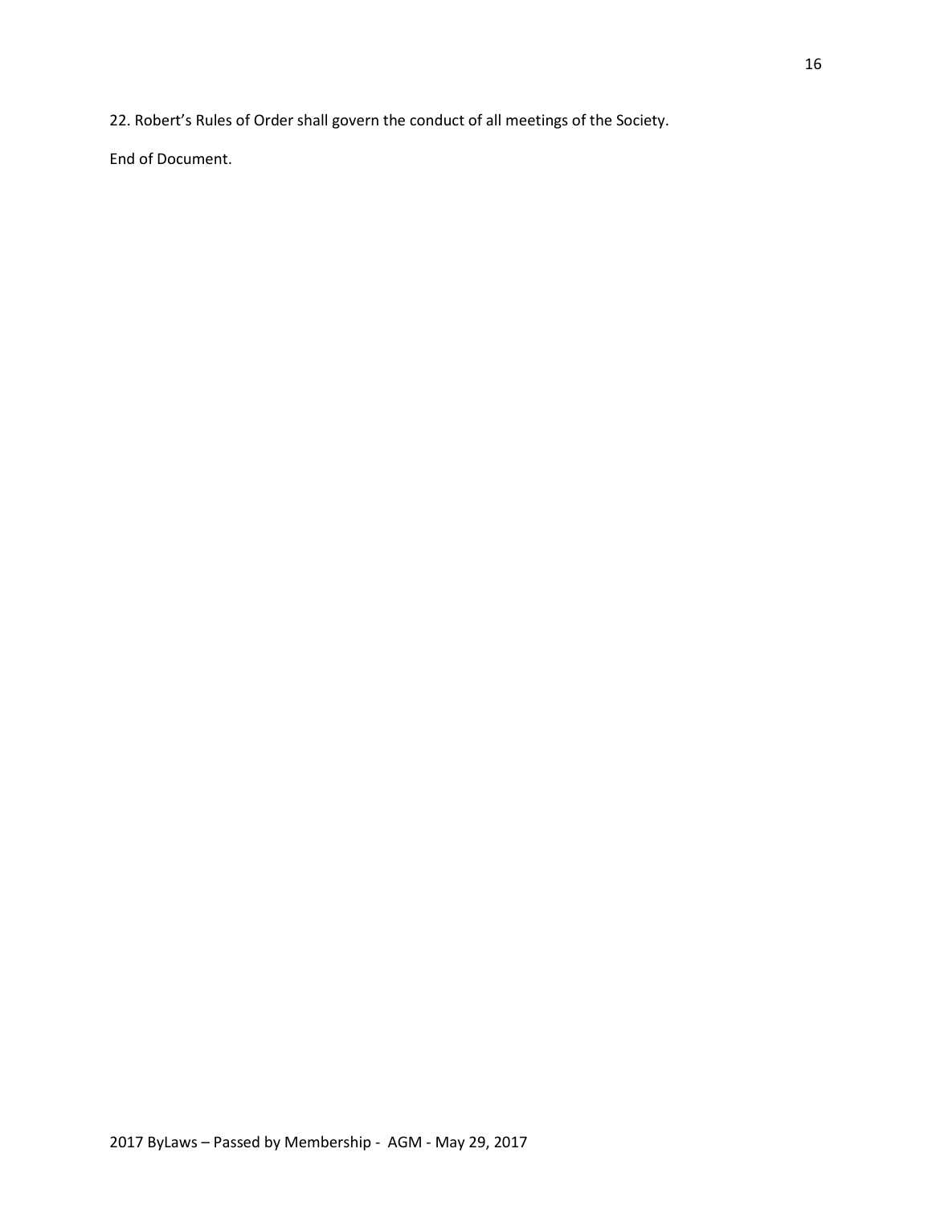22. Robert’s Rules of Order shall govern the conduct of all meetings of the Society.

End of Document.